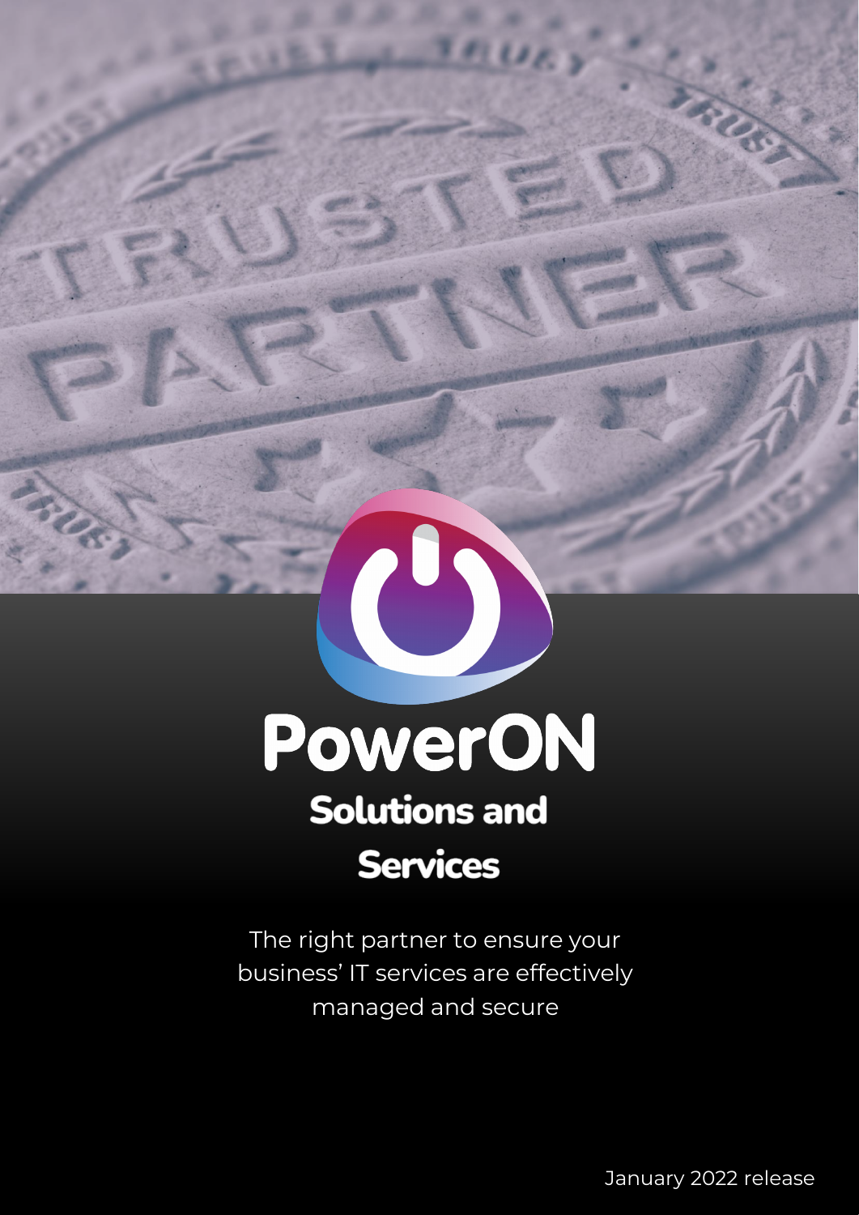# PowerON

## Solutions and Services

The right partner to ensure your business' IT services are effectively managed and secure

January 2022 release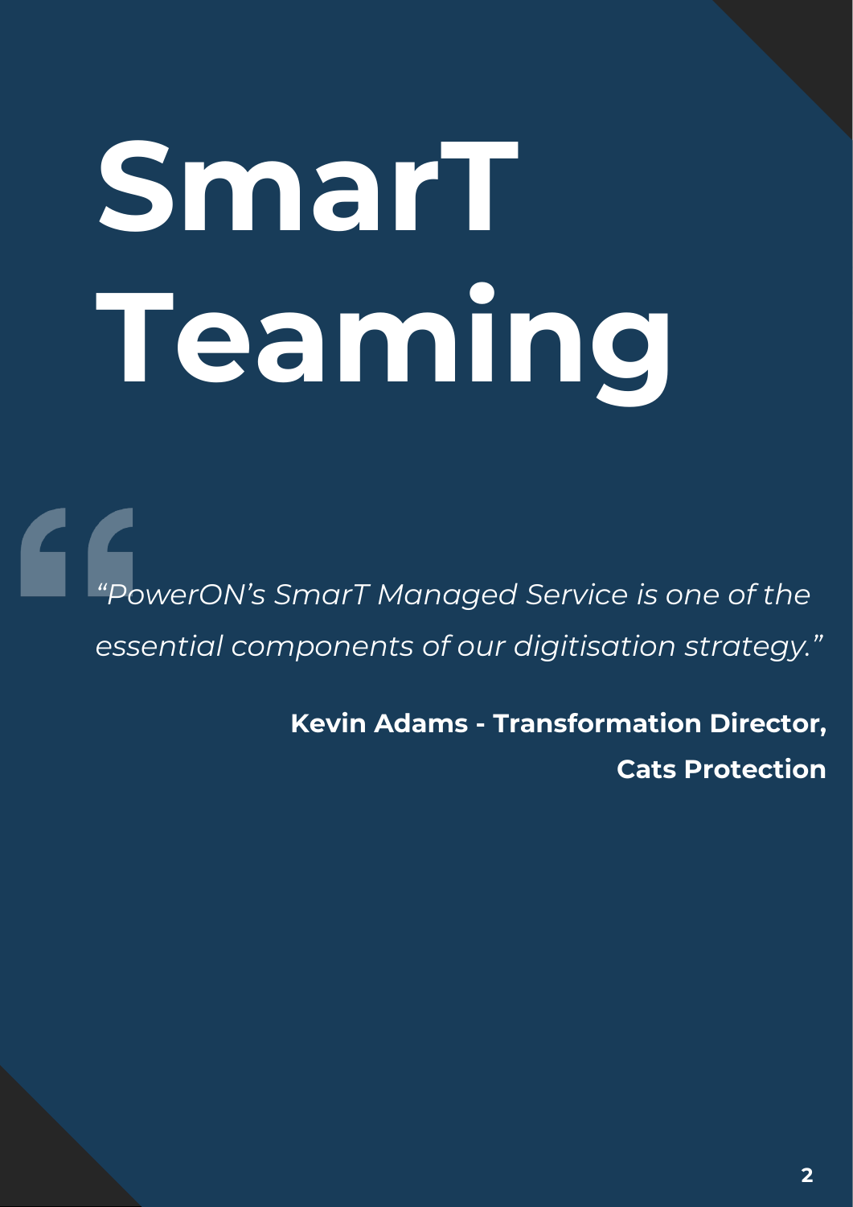# SmarT Teaming

> *"PowerON's SmarT Managed Service is one of the essential components of our digitisation strategy."*
>
> **Kevin Adams - Transformation Director, Cats Protection**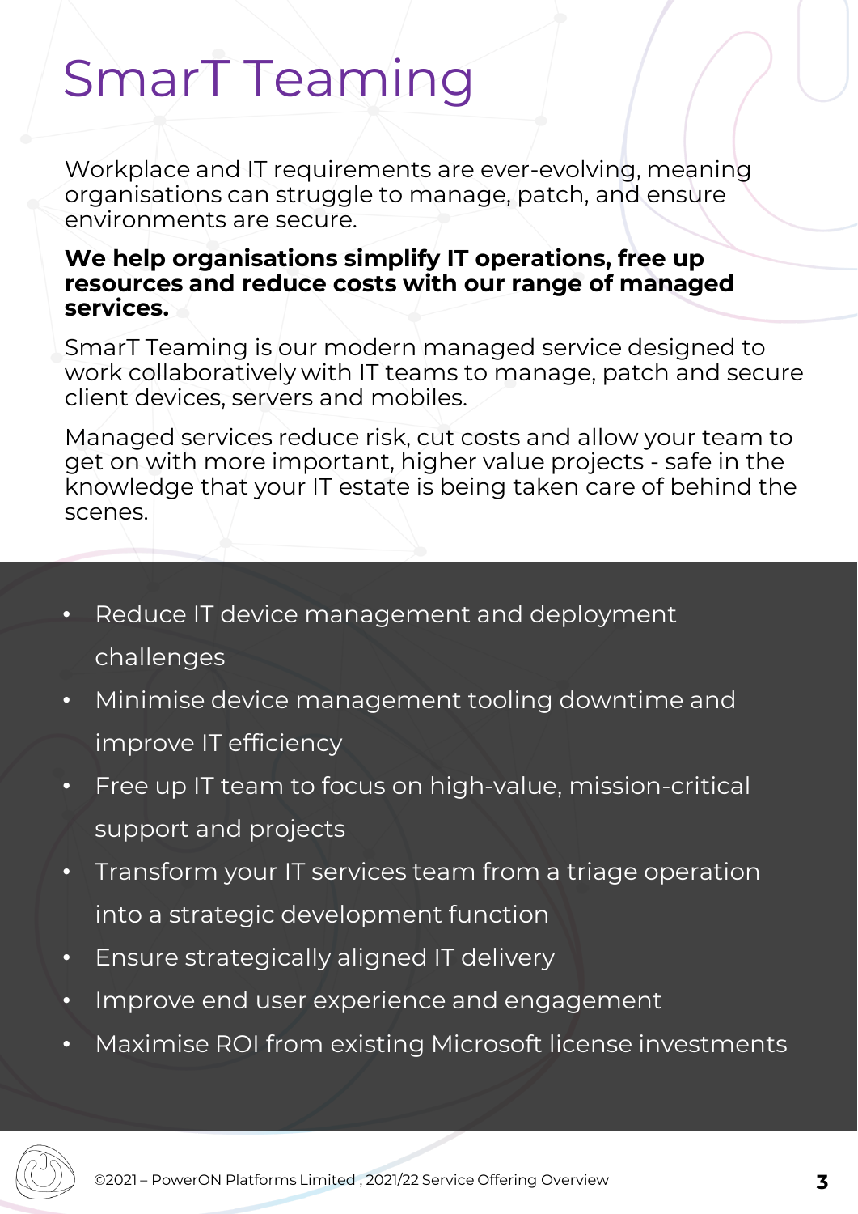# SmarT Teaming

Workplace and IT requirements are ever-evolving, meaning organisations can struggle to manage, patch, and ensure environments are secure.

**We help organisations simplify IT operations, free up resources and reduce costs with our range of managed services.**

SmarT Teaming is our modern managed service designed to work collaboratively with IT teams to manage, patch and secure client devices, servers and mobiles.

Managed services reduce risk, cut costs and allow your team to get on with more important, higher value projects - safe in the knowledge that your IT estate is being taken care of behind the scenes.

- Reduce IT device management and deployment challenges
- Minimise device management tooling downtime and improve IT efficiency
- Free up IT team to focus on high-value, mission-critical support and projects
- Transform your IT services team from a triage operation into a strategic development function
- Ensure strategically aligned IT delivery
- Improve end user experience and engagement
- Maximise ROI from existing Microsoft license investments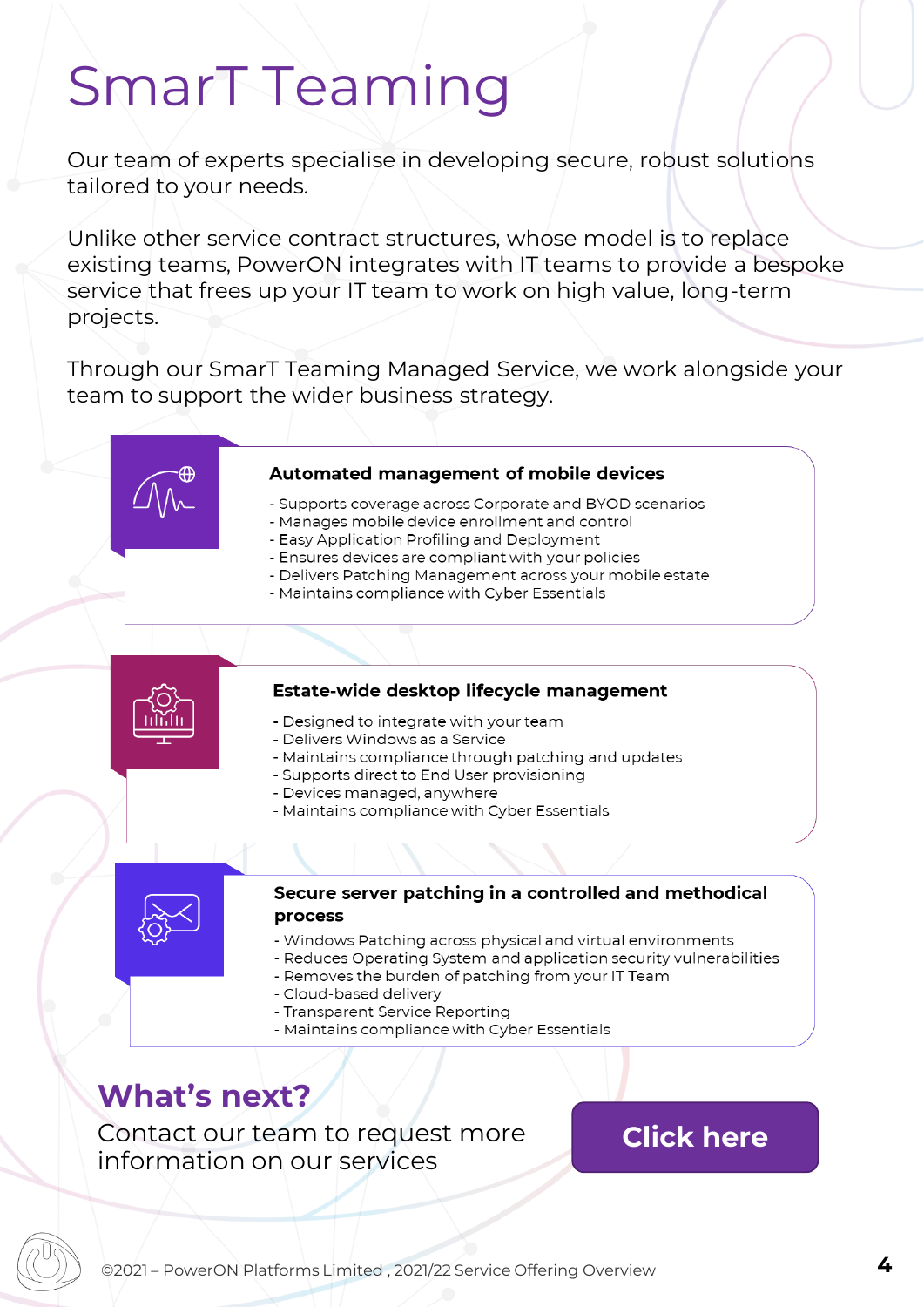# SmarT Teaming

Our team of experts specialise in developing secure, robust solutions tailored to your needs.

Unlike other service contract structures, whose model is to replace existing teams, PowerON integrates with IT teams to provide a bespoke service that frees up your IT team to work on high value, long-term projects.

Through our SmarT Teaming Managed Service, we work alongside your team to support the wider business strategy.

### Automated management of mobile devices

- Supports coverage across Corporate and BYOD scenarios
- Manages mobile device enrollment and control
- Easy Application Profiling and Deployment
- Ensures devices are compliant with your policies
- Delivers Patching Management across your mobile estate
- Maintains compliance with Cyber Essentials

### Estate-wide desktop lifecycle management

- Designed to integrate with your team
- Delivers Windows as a Service
- Maintains compliance through patching and updates
- Supports direct to End User provisioning
- Devices managed, anywhere
- Maintains compliance with Cyber Essentials

### Secure server patching in a controlled and methodical process

- Windows Patching across physical and virtual environments
- Reduces Operating System and application security vulnerabilities
- Removes the burden of patching from your IT Team
- Cloud-based delivery
- Transparent Service Reporting
- Maintains compliance with Cyber Essentials

## What's next?

Contact our team to request more information on our services

**Click here**

©2021 – PowerON Platforms Limited , 2021/22 Service Offering Overview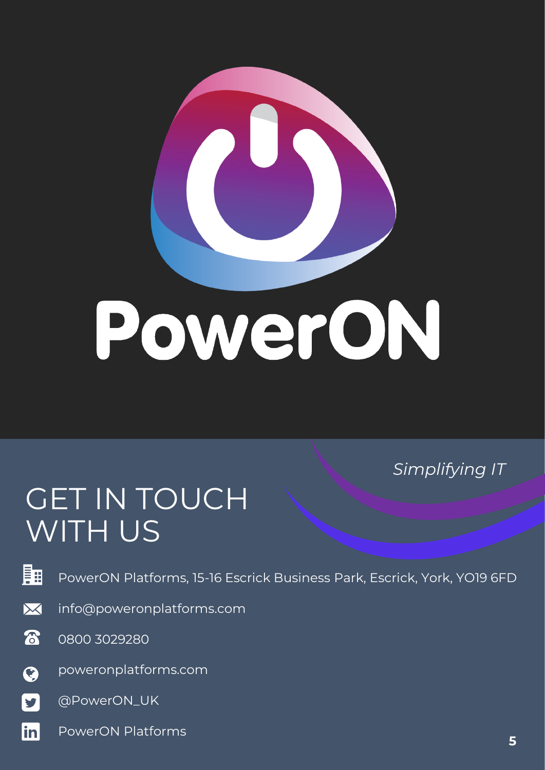PowerON

*Simplifying IT*

# GET IN TOUCH WITH US

- PowerON Platforms, 15-16 Escrick Business Park, Escrick, York, YO19 6FD
- info@poweronplatforms.com
- 0800 3029280
- poweronplatforms.com
- @PowerON_UK
- PowerON Platforms